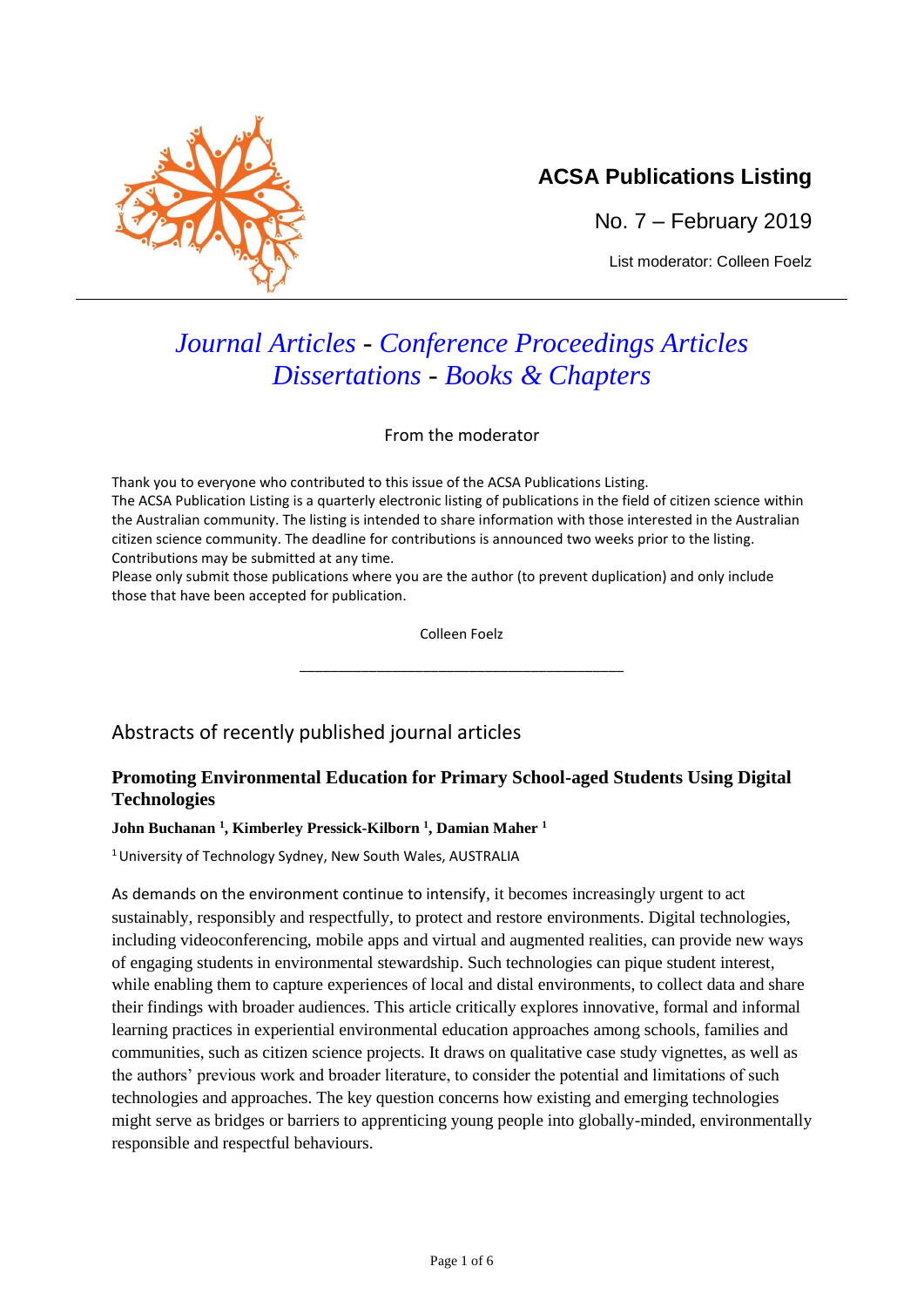# ACSA Publications Listing

No. 7 – February 2019

List moderator: Colleen Foelz

---

*Journal Articles* - *Conference Proceedings Articles*
*Dissertations* - *Books & Chapters*

From the moderator

Thank you to everyone who contributed to this issue of the ACSA Publications Listing.
The ACSA Publication Listing is a quarterly electronic listing of publications in the field of citizen science within the Australian community. The listing is intended to share information with those interested in the Australian citizen science community. The deadline for contributions is announced two weeks prior to the listing. Contributions may be submitted at any time.
Please only submit those publications where you are the author (to prevent duplication) and only include those that have been accepted for publication.

Colleen Foelz

---

## Abstracts of recently published journal articles

### Promoting Environmental Education for Primary School-aged Students Using Digital Technologies

**John Buchanan [1], Kimberley Pressick-Kilborn [1], Damian Maher [1]**

[1] University of Technology Sydney, New South Wales, AUSTRALIA

As demands on the environment continue to intensify, it becomes increasingly urgent to act sustainably, responsibly and respectfully, to protect and restore environments. Digital technologies, including videoconferencing, mobile apps and virtual and augmented realities, can provide new ways of engaging students in environmental stewardship. Such technologies can pique student interest, while enabling them to capture experiences of local and distal environments, to collect data and share their findings with broader audiences. This article critically explores innovative, formal and informal learning practices in experiential environmental education approaches among schools, families and communities, such as citizen science projects. It draws on qualitative case study vignettes, as well as the authors' previous work and broader literature, to consider the potential and limitations of such technologies and approaches. The key question concerns how existing and emerging technologies might serve as bridges or barriers to apprenticing young people into globally-minded, environmentally responsible and respectful behaviours.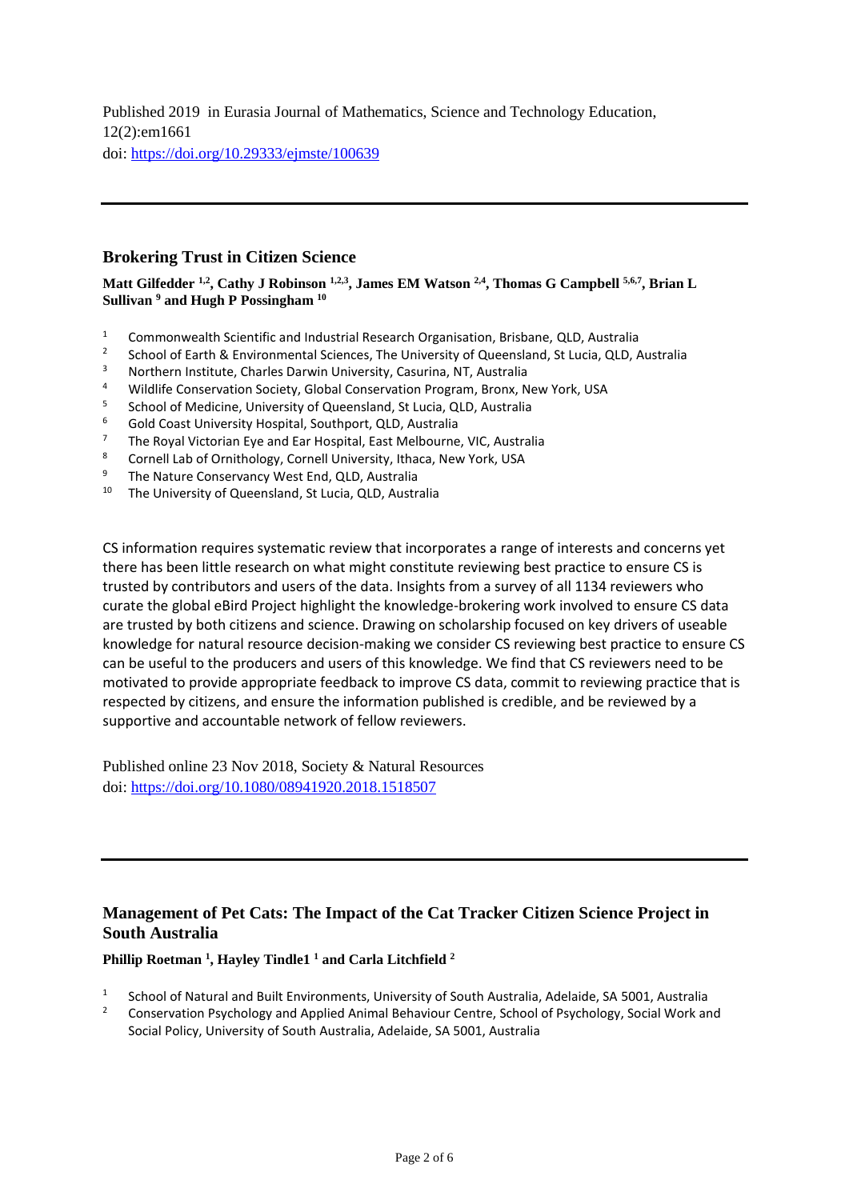Published 2019 in Eurasia Journal of Mathematics, Science and Technology Education, 12(2):em1661
doi: https://doi.org/10.29333/ejmste/100639

---

## Brokering Trust in Citizen Science

**Matt Gilfedder [1,2], Cathy J Robinson [1,2,3], James EM Watson [2,4], Thomas G Campbell [5,6,7], Brian L Sullivan [9] and Hugh P Possingham [10]**

1. Commonwealth Scientific and Industrial Research Organisation, Brisbane, QLD, Australia
2. School of Earth & Environmental Sciences, The University of Queensland, St Lucia, QLD, Australia
3. Northern Institute, Charles Darwin University, Casurina, NT, Australia
4. Wildlife Conservation Society, Global Conservation Program, Bronx, New York, USA
5. School of Medicine, University of Queensland, St Lucia, QLD, Australia
6. Gold Coast University Hospital, Southport, QLD, Australia
7. The Royal Victorian Eye and Ear Hospital, East Melbourne, VIC, Australia
8. Cornell Lab of Ornithology, Cornell University, Ithaca, New York, USA
9. The Nature Conservancy West End, QLD, Australia
10. The University of Queensland, St Lucia, QLD, Australia

CS information requires systematic review that incorporates a range of interests and concerns yet there has been little research on what might constitute reviewing best practice to ensure CS is trusted by contributors and users of the data. Insights from a survey of all 1134 reviewers who curate the global eBird Project highlight the knowledge-brokering work involved to ensure CS data are trusted by both citizens and science. Drawing on scholarship focused on key drivers of useable knowledge for natural resource decision-making we consider CS reviewing best practice to ensure CS can be useful to the producers and users of this knowledge. We find that CS reviewers need to be motivated to provide appropriate feedback to improve CS data, commit to reviewing practice that is respected by citizens, and ensure the information published is credible, and be reviewed by a supportive and accountable network of fellow reviewers.

Published online 23 Nov 2018, Society & Natural Resources
doi: https://doi.org/10.1080/08941920.2018.1518507

---

## Management of Pet Cats: The Impact of the Cat Tracker Citizen Science Project in South Australia

**Phillip Roetman [1], Hayley Tindle1 [1] and Carla Litchfield [2]**

1. School of Natural and Built Environments, University of South Australia, Adelaide, SA 5001, Australia
2. Conservation Psychology and Applied Animal Behaviour Centre, School of Psychology, Social Work and Social Policy, University of South Australia, Adelaide, SA 5001, Australia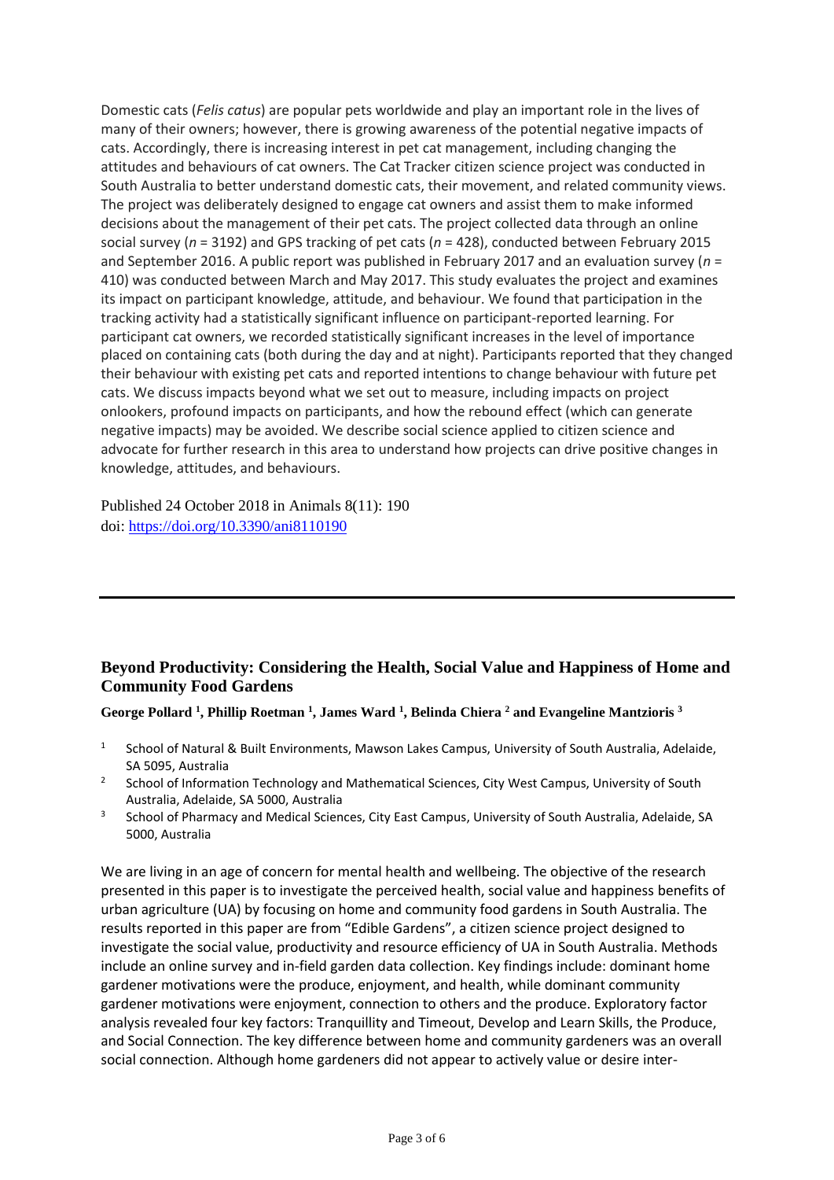Domestic cats (*Felis catus*) are popular pets worldwide and play an important role in the lives of many of their owners; however, there is growing awareness of the potential negative impacts of cats. Accordingly, there is increasing interest in pet cat management, including changing the attitudes and behaviours of cat owners. The Cat Tracker citizen science project was conducted in South Australia to better understand domestic cats, their movement, and related community views. The project was deliberately designed to engage cat owners and assist them to make informed decisions about the management of their pet cats. The project collected data through an online social survey ($n$ = 3192) and GPS tracking of pet cats ($n$ = 428), conducted between February 2015 and September 2016. A public report was published in February 2017 and an evaluation survey ($n$ = 410) was conducted between March and May 2017. This study evaluates the project and examines its impact on participant knowledge, attitude, and behaviour. We found that participation in the tracking activity had a statistically significant influence on participant-reported learning. For participant cat owners, we recorded statistically significant increases in the level of importance placed on containing cats (both during the day and at night). Participants reported that they changed their behaviour with existing pet cats and reported intentions to change behaviour with future pet cats. We discuss impacts beyond what we set out to measure, including impacts on project onlookers, profound impacts on participants, and how the rebound effect (which can generate negative impacts) may be avoided. We describe social science applied to citizen science and advocate for further research in this area to understand how projects can drive positive changes in knowledge, attitudes, and behaviours.

Published 24 October 2018 in Animals 8(11): 190
doi: https://doi.org/10.3390/ani8110190

---

### Beyond Productivity: Considering the Health, Social Value and Happiness of Home and Community Food Gardens

**George Pollard [1], Phillip Roetman [1], James Ward [1], Belinda Chiera [2] and Evangeline Mantzioris [3]**

[1] School of Natural & Built Environments, Mawson Lakes Campus, University of South Australia, Adelaide, SA 5095, Australia

[2] School of Information Technology and Mathematical Sciences, City West Campus, University of South Australia, Adelaide, SA 5000, Australia

[3] School of Pharmacy and Medical Sciences, City East Campus, University of South Australia, Adelaide, SA 5000, Australia

We are living in an age of concern for mental health and wellbeing. The objective of the research presented in this paper is to investigate the perceived health, social value and happiness benefits of urban agriculture (UA) by focusing on home and community food gardens in South Australia. The results reported in this paper are from "Edible Gardens", a citizen science project designed to investigate the social value, productivity and resource efficiency of UA in South Australia. Methods include an online survey and in-field garden data collection. Key findings include: dominant home gardener motivations were the produce, enjoyment, and health, while dominant community gardener motivations were enjoyment, connection to others and the produce. Exploratory factor analysis revealed four key factors: Tranquillity and Timeout, Develop and Learn Skills, the Produce, and Social Connection. The key difference between home and community gardeners was an overall social connection. Although home gardeners did not appear to actively value or desire inter-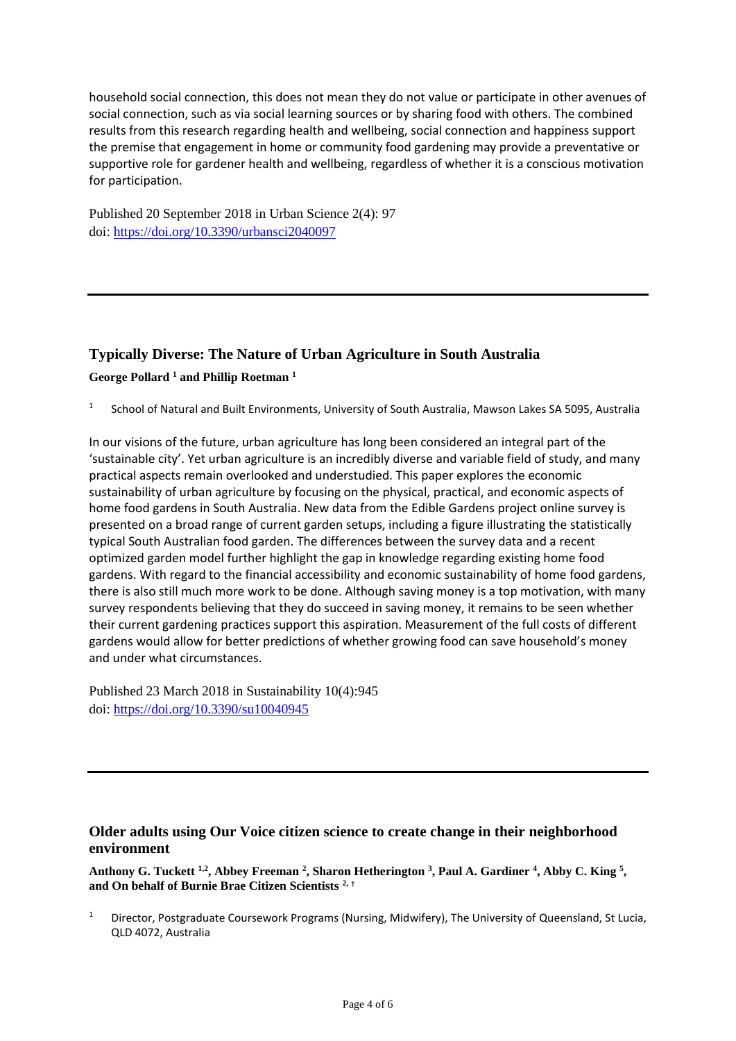household social connection, this does not mean they do not value or participate in other avenues of social connection, such as via social learning sources or by sharing food with others. The combined results from this research regarding health and wellbeing, social connection and happiness support the premise that engagement in home or community food gardening may provide a preventative or supportive role for gardener health and wellbeing, regardless of whether it is a conscious motivation for participation.

Published 20 September 2018 in Urban Science 2(4): 97
doi: https://doi.org/10.3390/urbansci2040097

---

### Typically Diverse: The Nature of Urban Agriculture in South Australia

**George Pollard [1] and Phillip Roetman [1]**

[1] School of Natural and Built Environments, University of South Australia, Mawson Lakes SA 5095, Australia

In our visions of the future, urban agriculture has long been considered an integral part of the 'sustainable city'. Yet urban agriculture is an incredibly diverse and variable field of study, and many practical aspects remain overlooked and understudied. This paper explores the economic sustainability of urban agriculture by focusing on the physical, practical, and economic aspects of home food gardens in South Australia. New data from the Edible Gardens project online survey is presented on a broad range of current garden setups, including a figure illustrating the statistically typical South Australian food garden. The differences between the survey data and a recent optimized garden model further highlight the gap in knowledge regarding existing home food gardens. With regard to the financial accessibility and economic sustainability of home food gardens, there is also still much more work to be done. Although saving money is a top motivation, with many survey respondents believing that they do succeed in saving money, it remains to be seen whether their current gardening practices support this aspiration. Measurement of the full costs of different gardens would allow for better predictions of whether growing food can save household's money and under what circumstances.

Published 23 March 2018 in Sustainability 10(4):945
doi: https://doi.org/10.3390/su10040945

---

### Older adults using Our Voice citizen science to create change in their neighborhood environment

**Anthony G. Tuckett [1,2], Abbey Freeman [2], Sharon Hetherington [3], Paul A. Gardiner [4], Abby C. King [5], and On behalf of Burnie Brae Citizen Scientists [2,†]**

[1] Director, Postgraduate Coursework Programs (Nursing, Midwifery), The University of Queensland, St Lucia, QLD 4072, Australia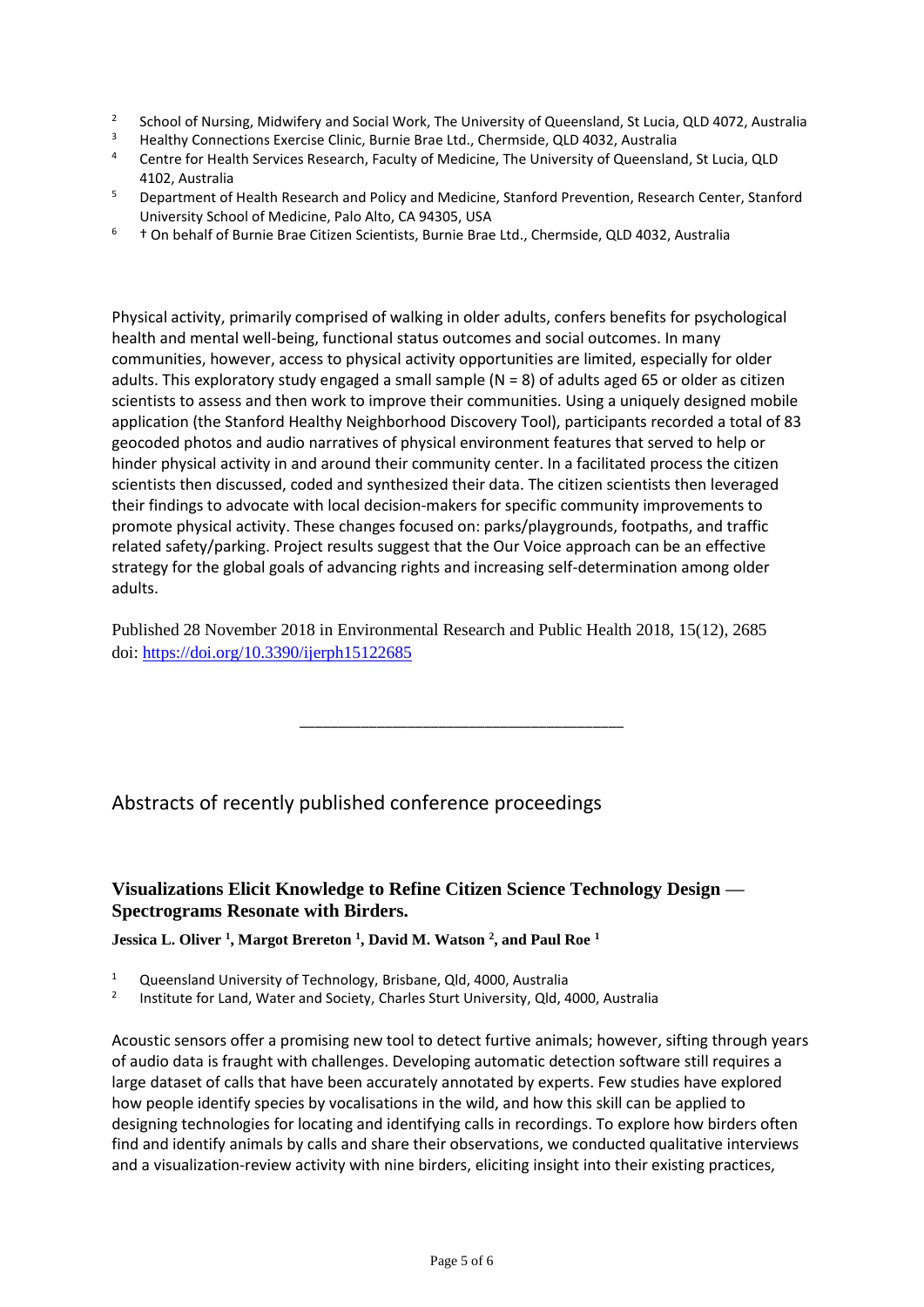[2] School of Nursing, Midwifery and Social Work, The University of Queensland, St Lucia, QLD 4072, Australia
[3] Healthy Connections Exercise Clinic, Burnie Brae Ltd., Chermside, QLD 4032, Australia
[4] Centre for Health Services Research, Faculty of Medicine, The University of Queensland, St Lucia, QLD 4102, Australia
[5] Department of Health Research and Policy and Medicine, Stanford Prevention, Research Center, Stanford University School of Medicine, Palo Alto, CA 94305, USA
[6] † On behalf of Burnie Brae Citizen Scientists, Burnie Brae Ltd., Chermside, QLD 4032, Australia

Physical activity, primarily comprised of walking in older adults, confers benefits for psychological health and mental well-being, functional status outcomes and social outcomes. In many communities, however, access to physical activity opportunities are limited, especially for older adults. This exploratory study engaged a small sample (N = 8) of adults aged 65 or older as citizen scientists to assess and then work to improve their communities. Using a uniquely designed mobile application (the Stanford Healthy Neighborhood Discovery Tool), participants recorded a total of 83 geocoded photos and audio narratives of physical environment features that served to help or hinder physical activity in and around their community center. In a facilitated process the citizen scientists then discussed, coded and synthesized their data. The citizen scientists then leveraged their findings to advocate with local decision-makers for specific community improvements to promote physical activity. These changes focused on: parks/playgrounds, footpaths, and traffic related safety/parking. Project results suggest that the Our Voice approach can be an effective strategy for the global goals of advancing rights and increasing self-determination among older adults.

Published 28 November 2018 in Environmental Research and Public Health 2018, 15(12), 2685 doi: https://doi.org/10.3390/ijerph15122685

---

## Abstracts of recently published conference proceedings

### Visualizations Elicit Knowledge to Refine Citizen Science Technology Design — Spectrograms Resonate with Birders.

**Jessica L. Oliver [1], Margot Brereton [1], David M. Watson [2], and Paul Roe [1]**

[1] Queensland University of Technology, Brisbane, Qld, 4000, Australia
[2] Institute for Land, Water and Society, Charles Sturt University, Qld, 4000, Australia

Acoustic sensors offer a promising new tool to detect furtive animals; however, sifting through years of audio data is fraught with challenges. Developing automatic detection software still requires a large dataset of calls that have been accurately annotated by experts. Few studies have explored how people identify species by vocalisations in the wild, and how this skill can be applied to designing technologies for locating and identifying calls in recordings. To explore how birders often find and identify animals by calls and share their observations, we conducted qualitative interviews and a visualization-review activity with nine birders, eliciting insight into their existing practices,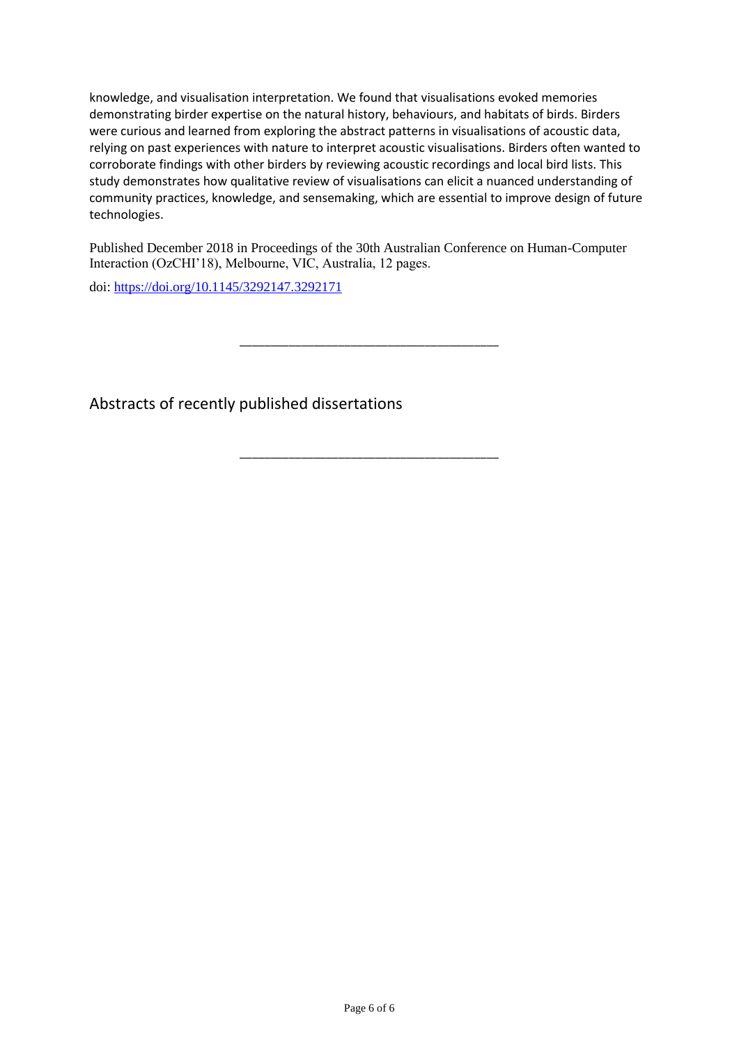knowledge, and visualisation interpretation. We found that visualisations evoked memories demonstrating birder expertise on the natural history, behaviours, and habitats of birds. Birders were curious and learned from exploring the abstract patterns in visualisations of acoustic data, relying on past experiences with nature to interpret acoustic visualisations. Birders often wanted to corroborate findings with other birders by reviewing acoustic recordings and local bird lists. This study demonstrates how qualitative review of visualisations can elicit a nuanced understanding of community practices, knowledge, and sensemaking, which are essential to improve design of future technologies.

Published December 2018 in Proceedings of the 30th Australian Conference on Human-Computer Interaction (OzCHI'18), Melbourne, VIC, Australia, 12 pages.

doi: https://doi.org/10.1145/3292147.3292171

---

## Abstracts of recently published dissertations

---